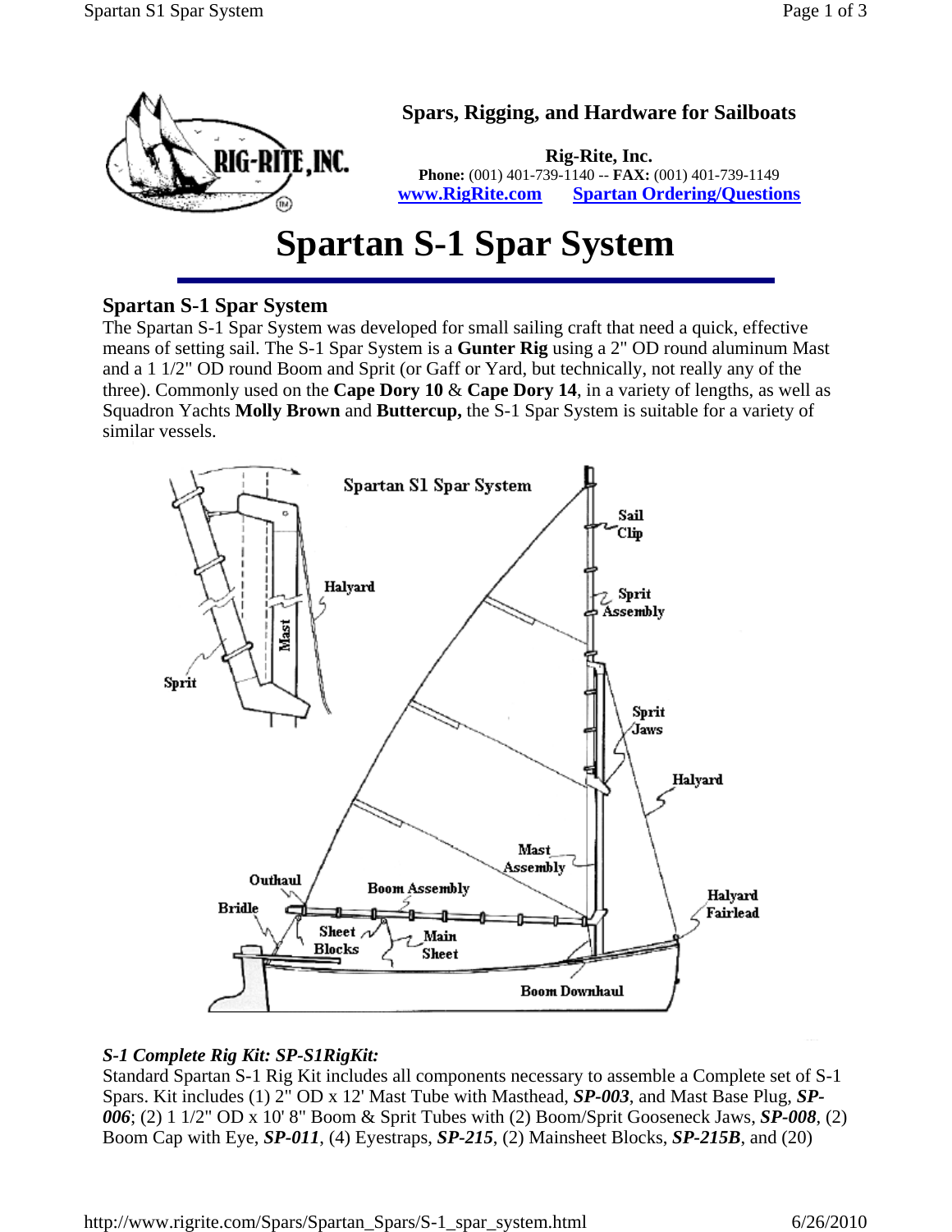**Spars, Rigging, and Hardware for Sailboats**

**Rig-Rite, Inc.**
**Phone:** (001) 401-739-1140 -- **FAX:** (001) 401-739-1149
[www.RigRite.com](http://www.RigRite.com) [Spartan Ordering/Questions]()

# Spartan S-1 Spar System

## Spartan S-1 Spar System

The Spartan S-1 Spar System was developed for small sailing craft that need a quick, effective means of setting sail. The S-1 Spar System is a **Gunter Rig** using a 2" OD round aluminum Mast and a 1 1/2" OD round Boom and Sprit (or Gaff or Yard, but technically, not really any of the three). Commonly used on the **Cape Dory 10** & **Cape Dory 14**, in a variety of lengths, as well as Squadron Yachts **Molly Brown** and **Buttercup,** the S-1 Spar System is suitable for a variety of similar vessels.

***S-1 Complete Rig Kit: SP-S1RigKit:***

Standard Spartan S-1 Rig Kit includes all components necessary to assemble a Complete set of S-1 Spars. Kit includes (1) 2" OD x 12' Mast Tube with Masthead, ***SP-003***, and Mast Base Plug, ***SP-006***; (2) 1 1/2" OD x 10' 8" Boom & Sprit Tubes with (2) Boom/Sprit Gooseneck Jaws, ***SP-008***, (2) Boom Cap with Eye, ***SP-011***, (4) Eyestraps, ***SP-215***, (2) Mainsheet Blocks, ***SP-215B***, and (20)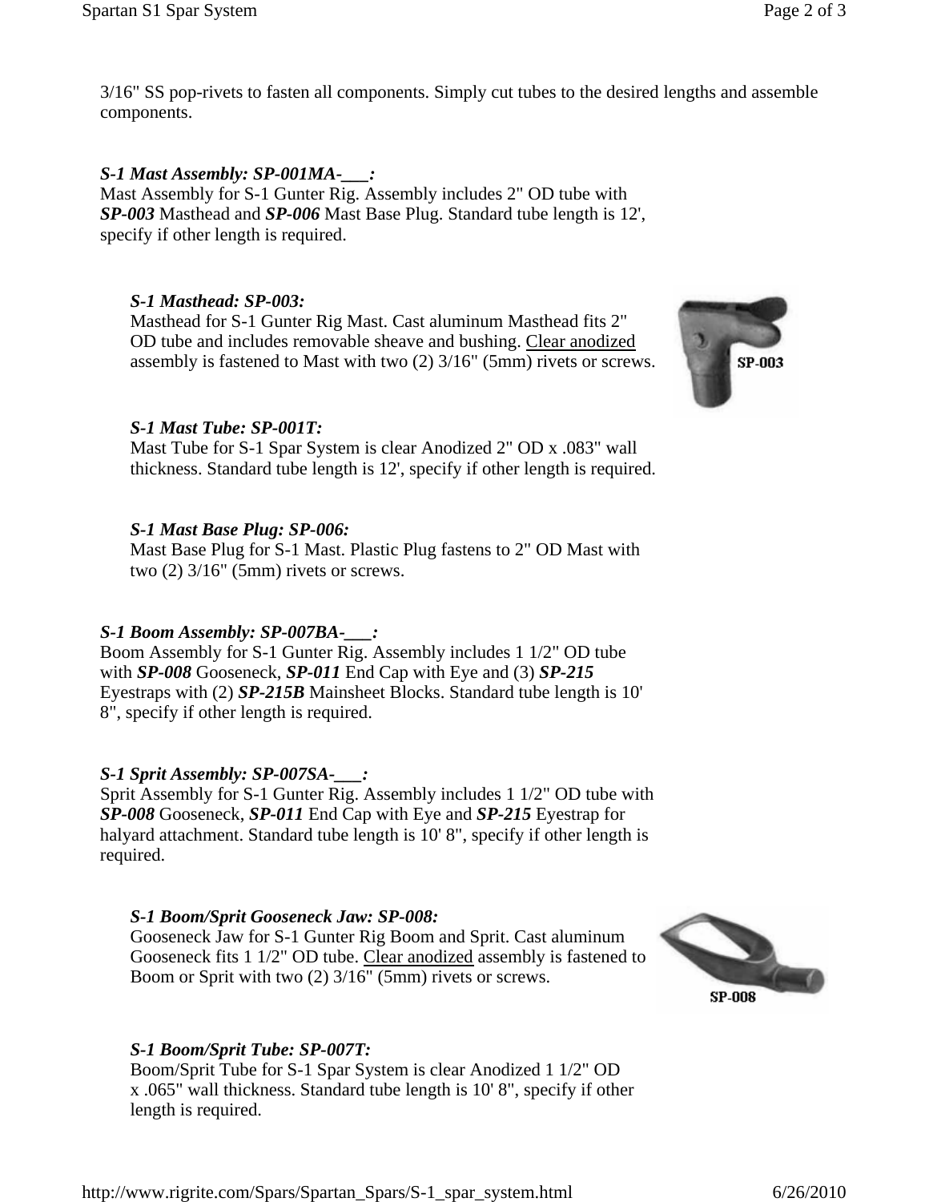3/16" SS pop-rivets to fasten all components. Simply cut tubes to the desired lengths and assemble components.

### *S-1 Mast Assembly: SP-001MA-___:*

Mast Assembly for S-1 Gunter Rig. Assembly includes 2" OD tube with ***SP-003*** Masthead and ***SP-006*** Mast Base Plug. Standard tube length is 12', specify if other length is required.

#### *S-1 Masthead: SP-003:*

Masthead for S-1 Gunter Rig Mast. Cast aluminum Masthead fits 2" OD tube and includes removable sheave and bushing. Clear anodized assembly is fastened to Mast with two (2) 3/16" (5mm) rivets or screws.

SP-003

#### *S-1 Mast Tube: SP-001T:*

Mast Tube for S-1 Spar System is clear Anodized 2" OD x .083" wall thickness. Standard tube length is 12', specify if other length is required.

#### *S-1 Mast Base Plug: SP-006:*

Mast Base Plug for S-1 Mast. Plastic Plug fastens to 2" OD Mast with two (2) 3/16" (5mm) rivets or screws.

### *S-1 Boom Assembly: SP-007BA-___:*

Boom Assembly for S-1 Gunter Rig. Assembly includes 1 1/2" OD tube with ***SP-008*** Gooseneck, ***SP-011*** End Cap with Eye and (3) ***SP-215*** Eyestraps with (2) ***SP-215B*** Mainsheet Blocks. Standard tube length is 10' 8", specify if other length is required.

### *S-1 Sprit Assembly: SP-007SA-___:*

Sprit Assembly for S-1 Gunter Rig. Assembly includes 1 1/2" OD tube with ***SP-008*** Gooseneck, ***SP-011*** End Cap with Eye and ***SP-215*** Eyestrap for halyard attachment. Standard tube length is 10' 8", specify if other length is required.

#### *S-1 Boom/Sprit Gooseneck Jaw: SP-008:*

Gooseneck Jaw for S-1 Gunter Rig Boom and Sprit. Cast aluminum Gooseneck fits 1 1/2" OD tube. Clear anodized assembly is fastened to Boom or Sprit with two (2) 3/16" (5mm) rivets or screws.

SP-008

#### *S-1 Boom/Sprit Tube: SP-007T:*

Boom/Sprit Tube for S-1 Spar System is clear Anodized 1 1/2" OD x .065" wall thickness. Standard tube length is 10' 8", specify if other length is required.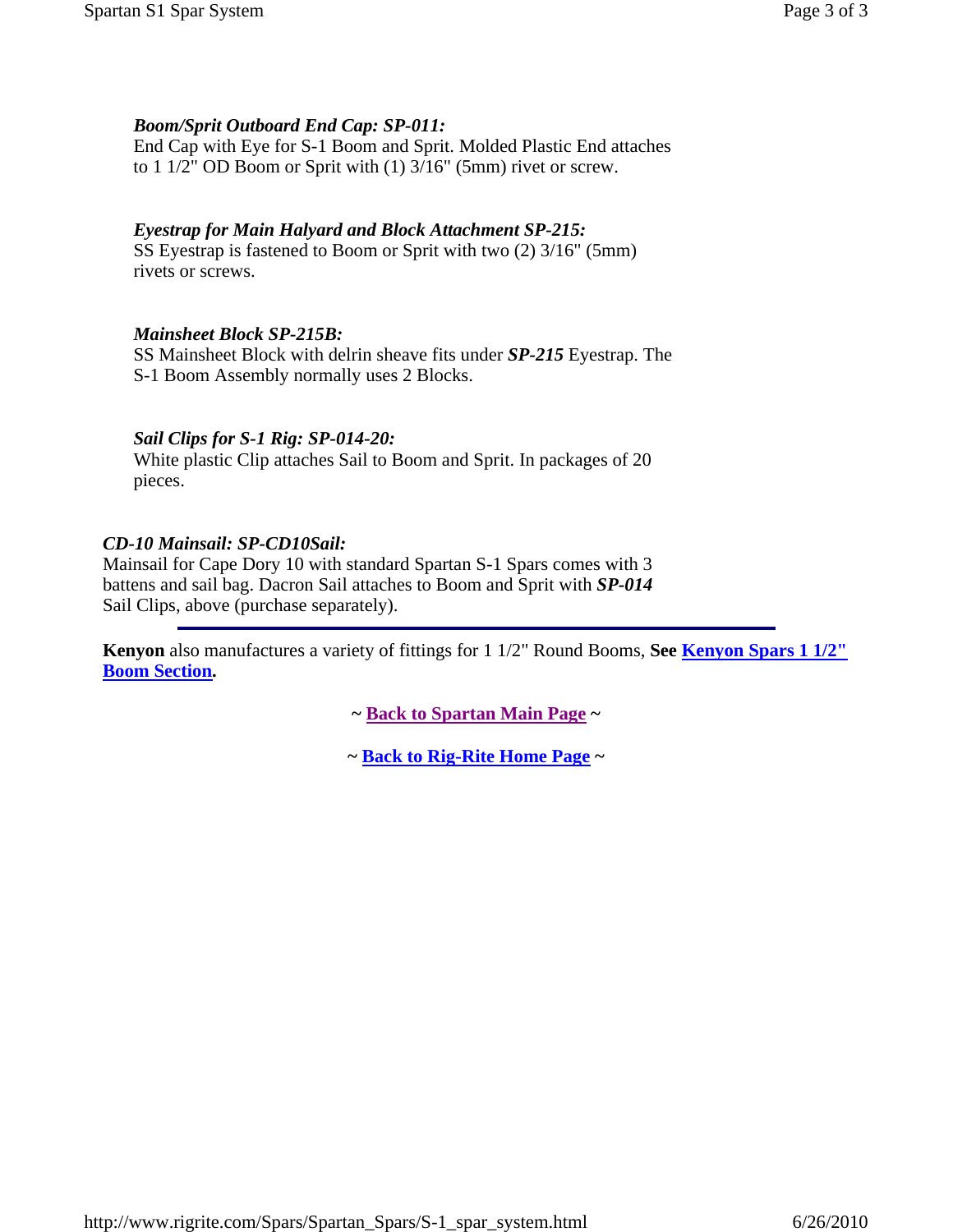***Boom/Sprit Outboard End Cap: SP-011:***
End Cap with Eye for S-1 Boom and Sprit. Molded Plastic End attaches to 1 1/2" OD Boom or Sprit with (1) 3/16" (5mm) rivet or screw.

***Eyestrap for Main Halyard and Block Attachment SP-215:***
SS Eyestrap is fastened to Boom or Sprit with two (2) 3/16" (5mm) rivets or screws.

***Mainsheet Block SP-215B:***
SS Mainsheet Block with delrin sheave fits under ***SP-215*** Eyestrap. The S-1 Boom Assembly normally uses 2 Blocks.

***Sail Clips for S-1 Rig: SP-014-20:***
White plastic Clip attaches Sail to Boom and Sprit. In packages of 20 pieces.

***CD-10 Mainsail: SP-CD10Sail:***
Mainsail for Cape Dory 10 with standard Spartan S-1 Spars comes with 3 battens and sail bag. Dacron Sail attaches to Boom and Sprit with ***SP-014*** Sail Clips, above (purchase separately).

---

**Kenyon** also manufactures a variety of fittings for 1 1/2" Round Booms, **See Kenyon Spars 1 1/2" Boom Section.**

**~ Back to Spartan Main Page ~**

**~ Back to Rig-Rite Home Page ~**